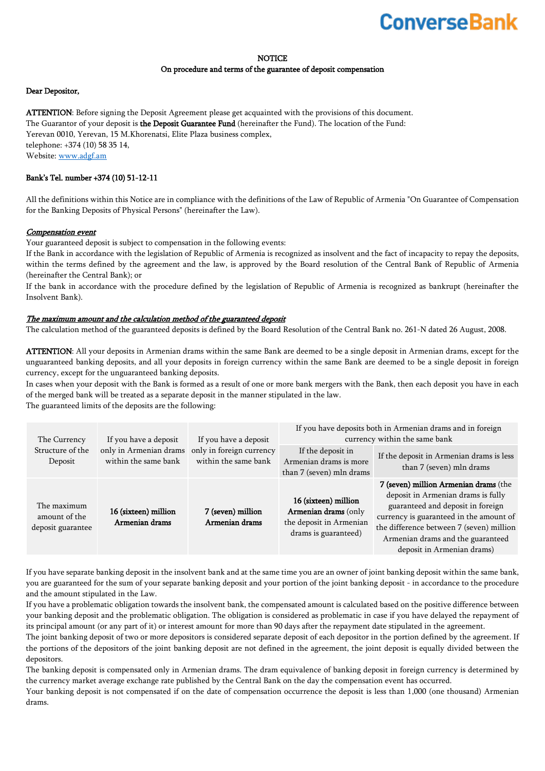ConverseBank

**NOTICE**
**On procedure and terms of the guarantee of deposit compensation**

**Dear Depositor,**

**ATTENTION**: Before signing the Deposit Agreement please get acquainted with the provisions of this document.
The Guarantor of your deposit is **the Deposit Guarantee Fund** (hereinafter the Fund). The location of the Fund:
Yerevan 0010, Yerevan, 15 M.Khorenatsi, Elite Plaza business complex,
telephone: +374 (10) 58 35 14,
Website: www.adgf.am

**Bank's Tel. number +374 (10) 51-12-11**

All the definitions within this Notice are in compliance with the definitions of the Law of Republic of Armenia "On Guarantee of Compensation for the Banking Deposits of Physical Persons" (hereinafter the Law).

***Compensation event***

Your guaranteed deposit is subject to compensation in the following events:
If the Bank in accordance with the legislation of Republic of Armenia is recognized as insolvent and the fact of incapacity to repay the deposits, within the terms defined by the agreement and the law, is approved by the Board resolution of the Central Bank of Republic of Armenia (hereinafter the Central Bank); or
If the bank in accordance with the procedure defined by the legislation of Republic of Armenia is recognized as bankrupt (hereinafter the Insolvent Bank).

***The maximum amount and the calculation method of the guaranteed deposit***

The calculation method of the guaranteed deposits is defined by the Board Resolution of the Central Bank no. 261-N dated 26 August, 2008.

**ATTENTION**: All your deposits in Armenian drams within the same Bank are deemed to be a single deposit in Armenian drams, except for the unguaranteed banking deposits, and all your deposits in foreign currency within the same Bank are deemed to be a single deposit in foreign currency, except for the unguaranteed banking deposits.
In cases when your deposit with the Bank is formed as a result of one or more bank mergers with the Bank, then each deposit you have in each of the merged bank will be treated as a separate deposit in the manner stipulated in the law.
The guaranteed limits of the deposits are the following:

| The Currency Structure of the Deposit | If you have a deposit only in Armenian drams within the same bank | If you have a deposit only in foreign currency within the same bank | If you have deposits both in Armenian drams and in foreign currency within the same bank | |
|---|---|---|---|---|
| | | | If the deposit in Armenian drams is more than 7 (seven) mln drams | If the deposit in Armenian drams is less than 7 (seven) mln drams |
| The maximum amount of the deposit guarantee | **16 (sixteen) million Armenian drams** | **7 (seven) million Armenian drams** | **16 (sixteen) million Armenian drams** (only the deposit in Armenian drams is guaranteed) | **7 (seven) million Armenian drams** (the deposit in Armenian drams is fully guaranteed and deposit in foreign currency is guaranteed in the amount of the difference between 7 (seven) million Armenian drams and the guaranteed deposit in Armenian drams) |

If you have separate banking deposit in the insolvent bank and at the same time you are an owner of joint banking deposit within the same bank, you are guaranteed for the sum of your separate banking deposit and your portion of the joint banking deposit - in accordance to the procedure and the amount stipulated in the Law.
If you have a problematic obligation towards the insolvent bank, the compensated amount is calculated based on the positive difference between your banking deposit and the problematic obligation. The obligation is considered as problematic in case if you have delayed the repayment of its principal amount (or any part of it) or interest amount for more than 90 days after the repayment date stipulated in the agreement.
The joint banking deposit of two or more depositors is considered separate deposit of each depositor in the portion defined by the agreement. If the portions of the depositors of the joint banking deposit are not defined in the agreement, the joint deposit is equally divided between the depositors.
The banking deposit is compensated only in Armenian drams. The dram equivalence of banking deposit in foreign currency is determined by the currency market average exchange rate published by the Central Bank on the day the compensation event has occurred.
Your banking deposit is not compensated if on the date of compensation occurrence the deposit is less than 1,000 (one thousand) Armenian drams.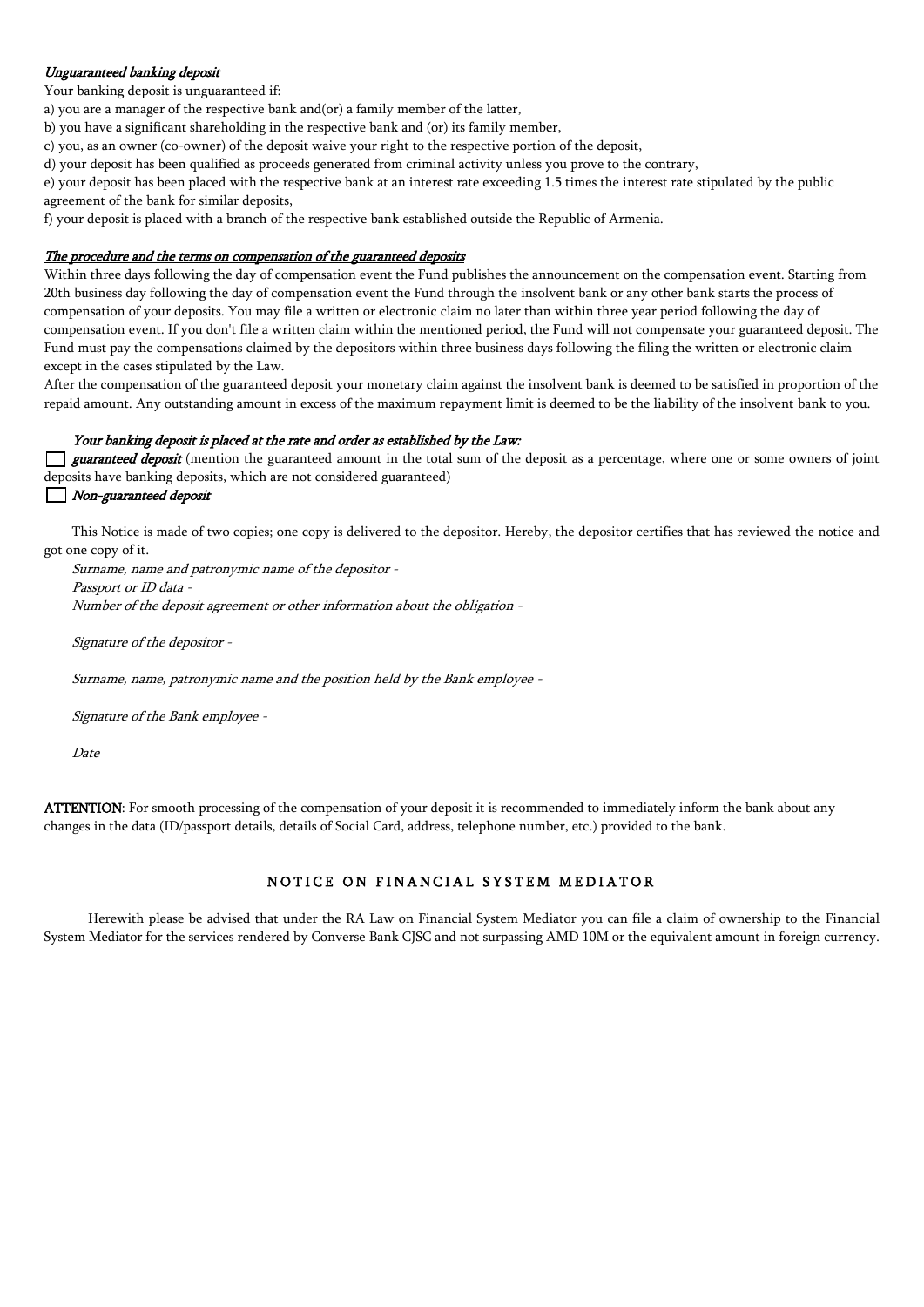*Unguaranteed banking deposit*

Your banking deposit is unguaranteed if:

a) you are a manager of the respective bank and(or) a family member of the latter,

b) you have a significant shareholding in the respective bank and (or) its family member,

c) you, as an owner (co-owner) of the deposit waive your right to the respective portion of the deposit,

d) your deposit has been qualified as proceeds generated from criminal activity unless you prove to the contrary,

e) your deposit has been placed with the respective bank at an interest rate exceeding 1.5 times the interest rate stipulated by the public agreement of the bank for similar deposits,

f) your deposit is placed with a branch of the respective bank established outside the Republic of Armenia.

*The procedure and the terms on compensation of the guaranteed deposits*

Within three days following the day of compensation event the Fund publishes the announcement on the compensation event. Starting from 20th business day following the day of compensation event the Fund through the insolvent bank or any other bank starts the process of compensation of your deposits. You may file a written or electronic claim no later than within three year period following the day of compensation event. If you don't file a written claim within the mentioned period, the Fund will not compensate your guaranteed deposit. The Fund must pay the compensations claimed by the depositors within three business days following the filing the written or electronic claim except in the cases stipulated by the Law.

After the compensation of the guaranteed deposit your monetary claim against the insolvent bank is deemed to be satisfied in proportion of the repaid amount. Any outstanding amount in excess of the maximum repayment limit is deemed to be the liability of the insolvent bank to you.

*Your banking deposit is placed at the rate and order as established by the Law:*

☐ ***guaranteed deposit*** (mention the guaranteed amount in the total sum of the deposit as a percentage, where one or some owners of joint deposits have banking deposits, which are not considered guaranteed)

☐ *Non-guaranteed deposit*

This Notice is made of two copies; one copy is delivered to the depositor. Hereby, the depositor certifies that has reviewed the notice and got one copy of it.

*Surname, name and patronymic name of the depositor -*

*Passport or ID data -*

*Number of the deposit agreement or other information about the obligation -*

*Signature of the depositor -*

*Surname, name, patronymic name and the position held by the Bank employee -*

*Signature of the Bank employee -*

*Date*

**ATTENTION**: For smooth processing of the compensation of your deposit it is recommended to immediately inform the bank about any changes in the data (ID/passport details, details of Social Card, address, telephone number, etc.) provided to the bank.

## NOTICE ON FINANCIAL SYSTEM MEDIATOR

Herewith please be advised that under the RA Law on Financial System Mediator you can file a claim of ownership to the Financial System Mediator for the services rendered by Converse Bank CJSC and not surpassing AMD 10M or the equivalent amount in foreign currency.